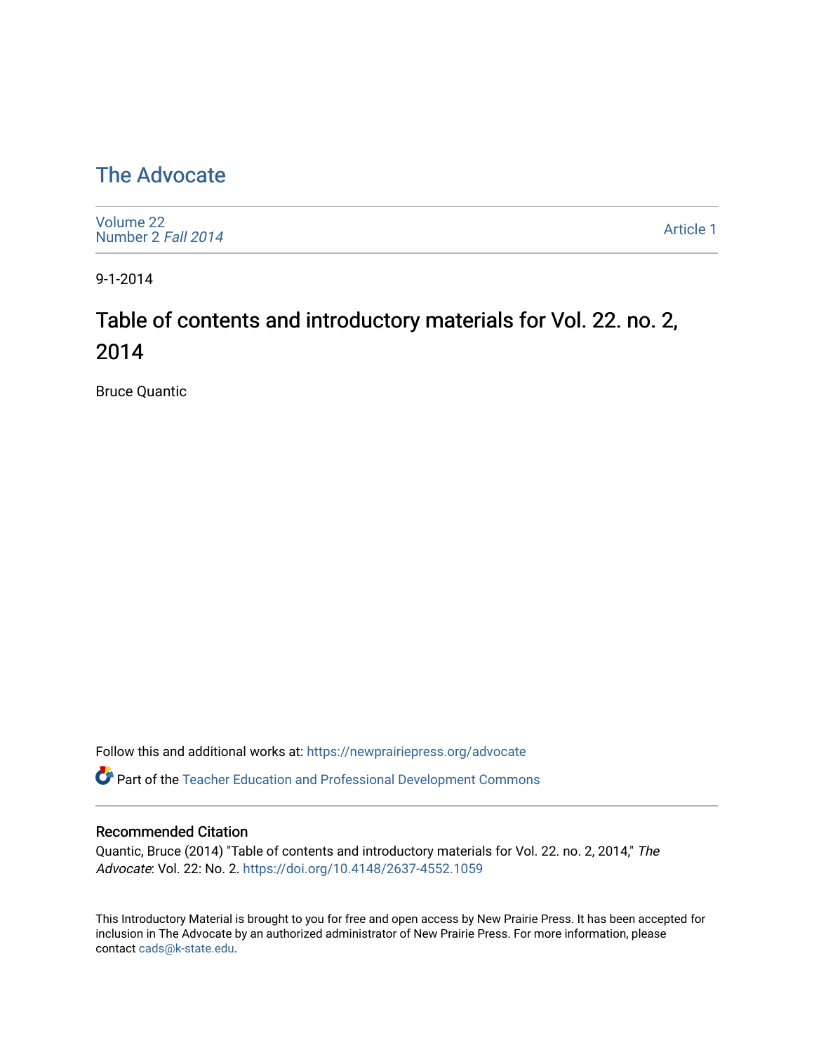# The Advocate

Volume 22
Number 2 *Fall 2014*

Article 1

9-1-2014

## Table of contents and introductory materials for Vol. 22. no. 2, 2014

Bruce Quantic

Follow this and additional works at: https://newprairiepress.org/advocate

Part of the Teacher Education and Professional Development Commons

### Recommended Citation

Quantic, Bruce (2014) "Table of contents and introductory materials for Vol. 22. no. 2, 2014," *The Advocate*: Vol. 22: No. 2. https://doi.org/10.4148/2637-4552.1059

This Introductory Material is brought to you for free and open access by New Prairie Press. It has been accepted for inclusion in The Advocate by an authorized administrator of New Prairie Press. For more information, please contact cads@k-state.edu.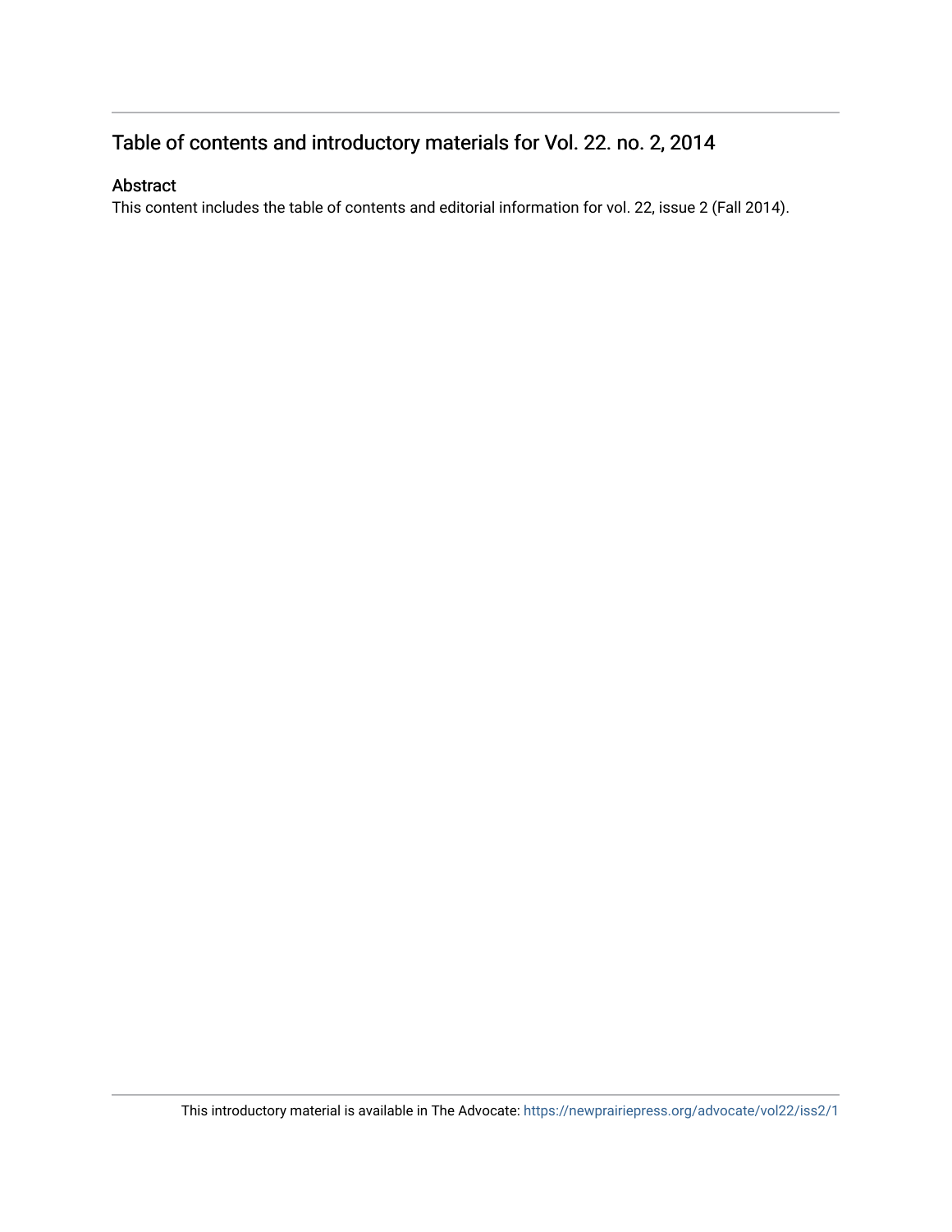# Table of contents and introductory materials for Vol. 22. no. 2, 2014

## Abstract

This content includes the table of contents and editorial information for vol. 22, issue 2 (Fall 2014).

This introductory material is available in The Advocate: https://newprairiepress.org/advocate/vol22/iss2/1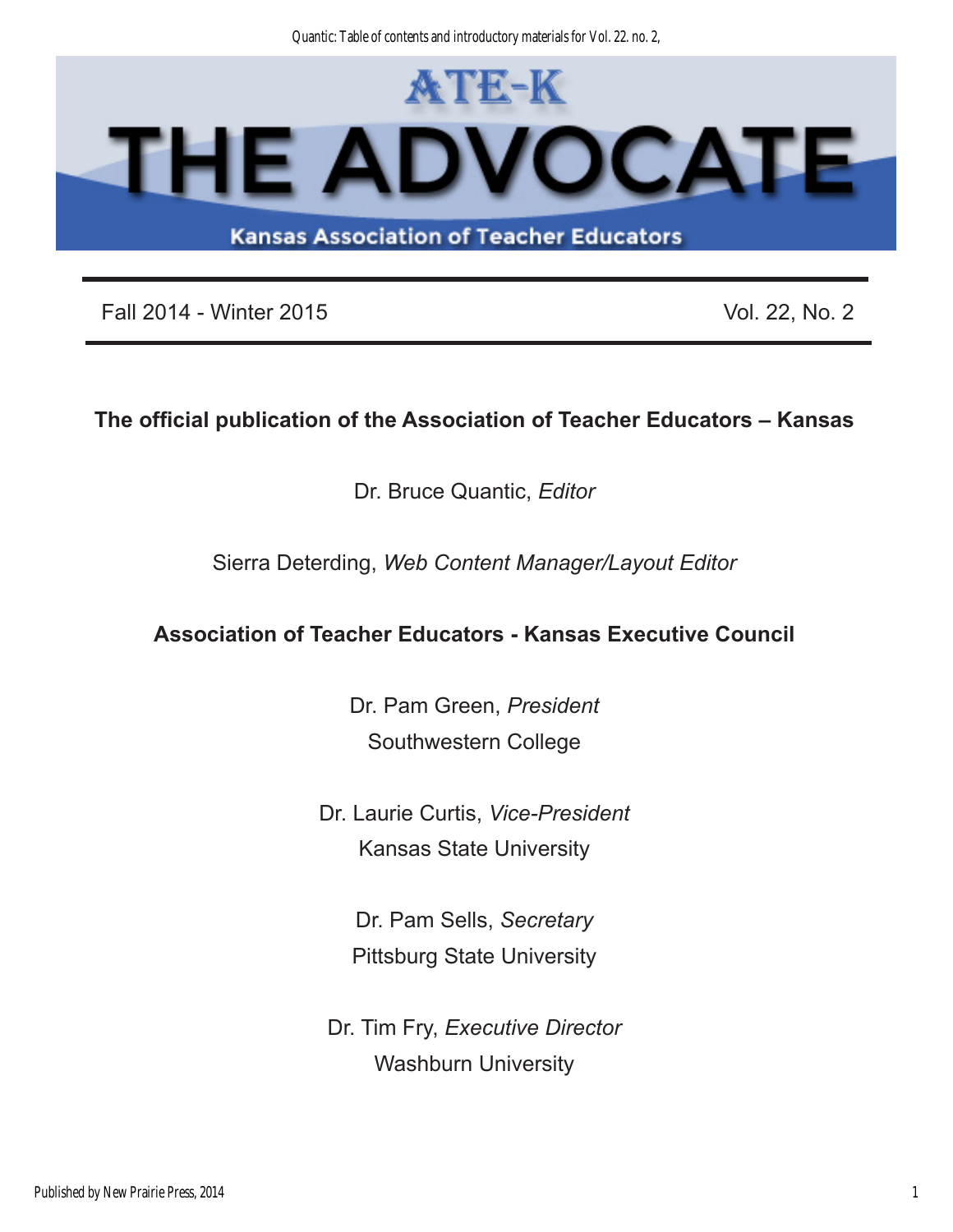# ATE-K THE ADVOCATE

Kansas Association of Teacher Educators

Fall 2014 - Winter 2015 | Vol. 22, No. 2

**The official publication of the Association of Teacher Educators – Kansas**

Dr. Bruce Quantic, *Editor*

Sierra Deterding, *Web Content Manager/Layout Editor*

**Association of Teacher Educators - Kansas Executive Council**

Dr. Pam Green, *President*
Southwestern College

Dr. Laurie Curtis, *Vice-President*
Kansas State University

Dr. Pam Sells, *Secretary*
Pittsburg State University

Dr. Tim Fry, *Executive Director*
Washburn University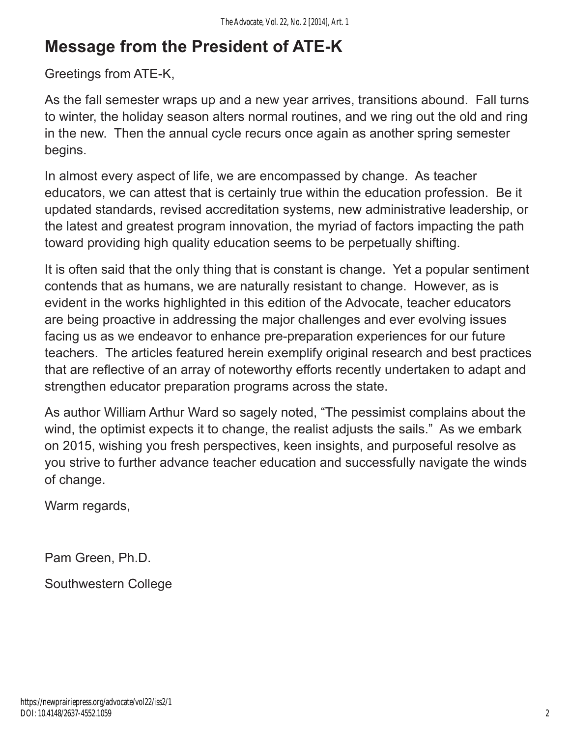# Message from the President of ATE-K

Greetings from ATE-K,

As the fall semester wraps up and a new year arrives, transitions abound. Fall turns to winter, the holiday season alters normal routines, and we ring out the old and ring in the new. Then the annual cycle recurs once again as another spring semester begins.

In almost every aspect of life, we are encompassed by change. As teacher educators, we can attest that is certainly true within the education profession. Be it updated standards, revised accreditation systems, new administrative leadership, or the latest and greatest program innovation, the myriad of factors impacting the path toward providing high quality education seems to be perpetually shifting.

It is often said that the only thing that is constant is change. Yet a popular sentiment contends that as humans, we are naturally resistant to change. However, as is evident in the works highlighted in this edition of the Advocate, teacher educators are being proactive in addressing the major challenges and ever evolving issues facing us as we endeavor to enhance pre-preparation experiences for our future teachers. The articles featured herein exemplify original research and best practices that are reflective of an array of noteworthy efforts recently undertaken to adapt and strengthen educator preparation programs across the state.

As author William Arthur Ward so sagely noted, "The pessimist complains about the wind, the optimist expects it to change, the realist adjusts the sails." As we embark on 2015, wishing you fresh perspectives, keen insights, and purposeful resolve as you strive to further advance teacher education and successfully navigate the winds of change.

Warm regards,

Pam Green, Ph.D.

Southwestern College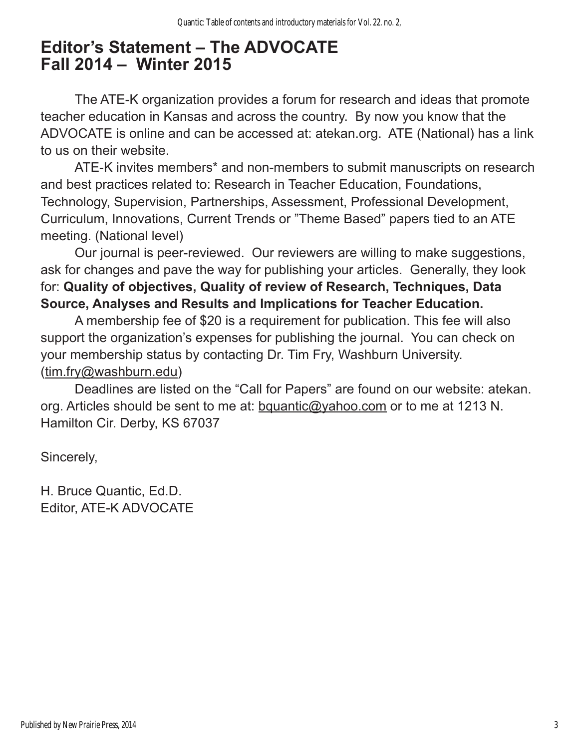# Editor's Statement – The ADVOCATE Fall 2014 – Winter 2015

The ATE-K organization provides a forum for research and ideas that promote teacher education in Kansas and across the country. By now you know that the ADVOCATE is online and can be accessed at: atekan.org. ATE (National) has a link to us on their website.

ATE-K invites members* and non-members to submit manuscripts on research and best practices related to: Research in Teacher Education, Foundations, Technology, Supervision, Partnerships, Assessment, Professional Development, Curriculum, Innovations, Current Trends or "Theme Based" papers tied to an ATE meeting. (National level)

Our journal is peer-reviewed. Our reviewers are willing to make suggestions, ask for changes and pave the way for publishing your articles. Generally, they look for: **Quality of objectives, Quality of review of Research, Techniques, Data Source, Analyses and Results and Implications for Teacher Education.**

A membership fee of $20 is a requirement for publication. This fee will also support the organization's expenses for publishing the journal. You can check on your membership status by contacting Dr. Tim Fry, Washburn University. (tim.fry@washburn.edu)

Deadlines are listed on the "Call for Papers" are found on our website: atekan.org. Articles should be sent to me at: bquantic@yahoo.com or to me at 1213 N. Hamilton Cir. Derby, KS 67037

Sincerely,

H. Bruce Quantic, Ed.D.
Editor, ATE-K ADVOCATE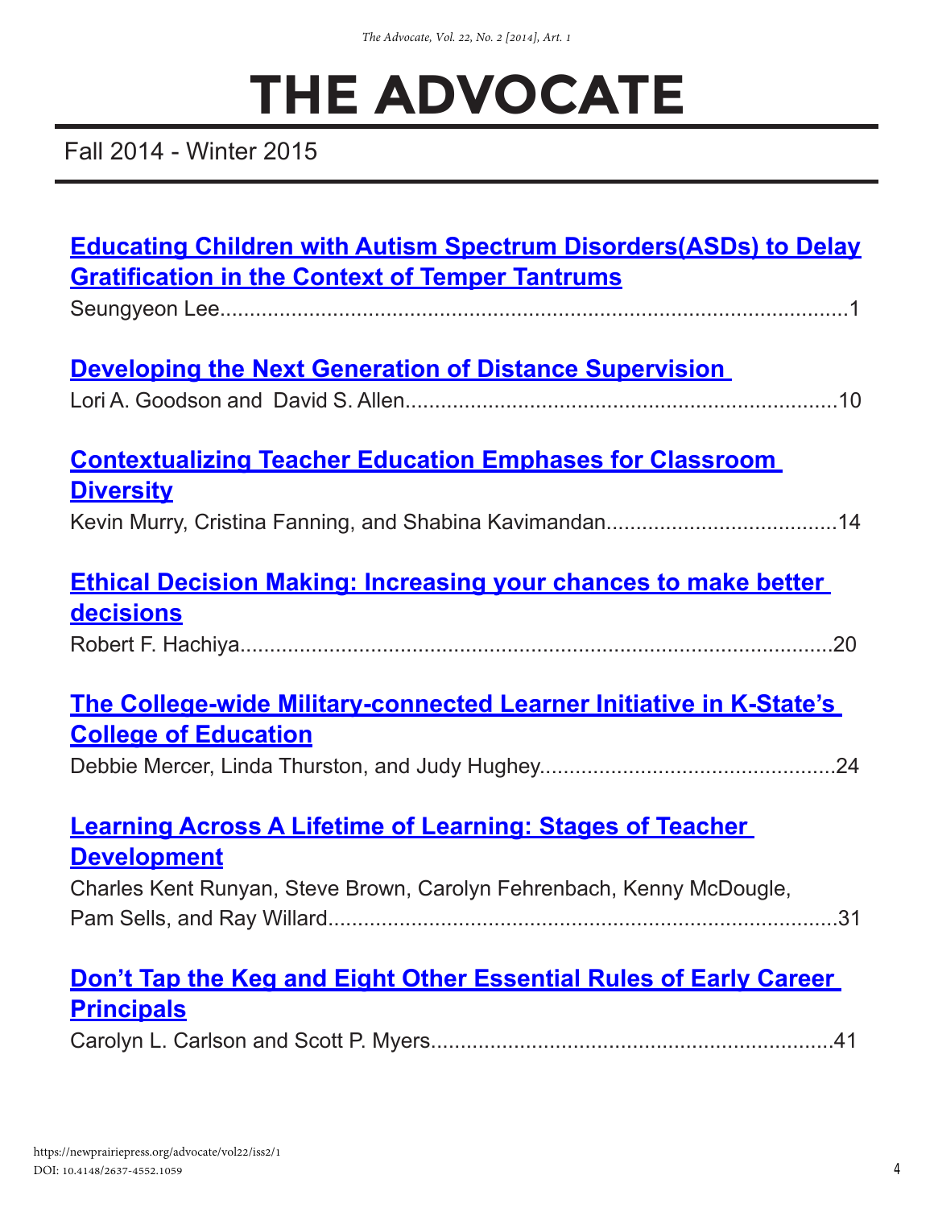# THE ADVOCATE

Fall 2014 - Winter 2015

**Educating Children with Autism Spectrum Disorders(ASDs) to Delay Gratification in the Context of Temper Tantrums**

Seungyeon Lee........................................................................................................1

**Developing the Next Generation of Distance Supervision**

Lori A. Goodson and David S. Allen.........................................................................10

**Contextualizing Teacher Education Emphases for Classroom Diversity**

Kevin Murry, Cristina Fanning, and Shabina Kavimandan.......................................14

**Ethical Decision Making: Increasing your chances to make better decisions**

Robert F. Hachiya....................................................................................................20

**The College-wide Military-connected Learner Initiative in K-State's College of Education**

Debbie Mercer, Linda Thurston, and Judy Hughey..................................................24

**Learning Across A Lifetime of Learning: Stages of Teacher Development**

Charles Kent Runyan, Steve Brown, Carolyn Fehrenbach, Kenny McDougle, Pam Sells, and Ray Willard........................................................................................31

**Don't Tap the Keg and Eight Other Essential Rules of Early Career Principals**

Carolyn L. Carlson and Scott P. Myers....................................................................41